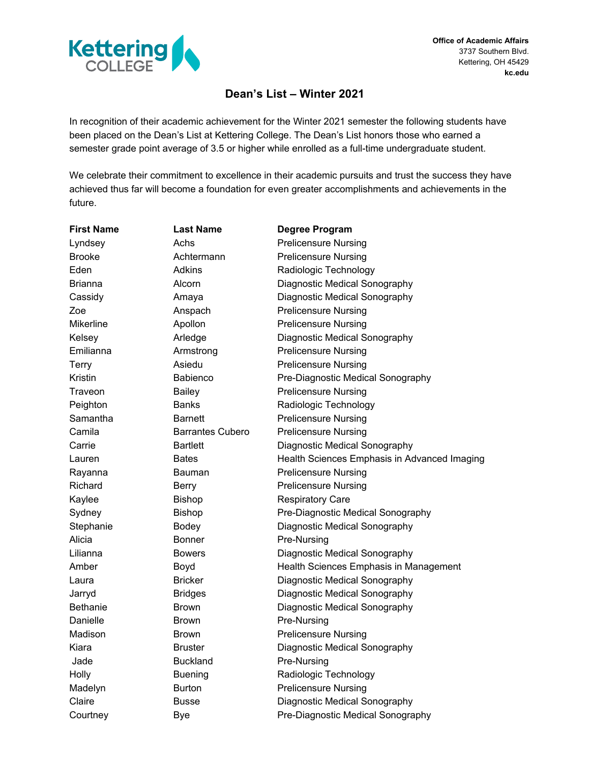Kettering COLLEGE

**Office of Academic Affairs**
3737 Southern Blvd.
Kettering, OH 45429
**kc.edu**

# Dean's List – Winter 2021

In recognition of their academic achievement for the Winter 2021 semester the following students have been placed on the Dean's List at Kettering College. The Dean's List honors those who earned a semester grade point average of 3.5 or higher while enrolled as a full-time undergraduate student.

We celebrate their commitment to excellence in their academic pursuits and trust the success they have achieved thus far will become a foundation for even greater accomplishments and achievements in the future.

| First Name | Last Name | Degree Program |
|---|---|---|
| Lyndsey | Achs | Prelicensure Nursing |
| Brooke | Achtermann | Prelicensure Nursing |
| Eden | Adkins | Radiologic Technology |
| Brianna | Alcorn | Diagnostic Medical Sonography |
| Cassidy | Amaya | Diagnostic Medical Sonography |
| Zoe | Anspach | Prelicensure Nursing |
| Mikerline | Apollon | Prelicensure Nursing |
| Kelsey | Arledge | Diagnostic Medical Sonography |
| Emilianna | Armstrong | Prelicensure Nursing |
| Terry | Asiedu | Prelicensure Nursing |
| Kristin | Babienco | Pre-Diagnostic Medical Sonography |
| Traveon | Bailey | Prelicensure Nursing |
| Peighton | Banks | Radiologic Technology |
| Samantha | Barnett | Prelicensure Nursing |
| Camila | Barrantes Cubero | Prelicensure Nursing |
| Carrie | Bartlett | Diagnostic Medical Sonography |
| Lauren | Bates | Health Sciences Emphasis in Advanced Imaging |
| Rayanna | Bauman | Prelicensure Nursing |
| Richard | Berry | Prelicensure Nursing |
| Kaylee | Bishop | Respiratory Care |
| Sydney | Bishop | Pre-Diagnostic Medical Sonography |
| Stephanie | Bodey | Diagnostic Medical Sonography |
| Alicia | Bonner | Pre-Nursing |
| Lilianna | Bowers | Diagnostic Medical Sonography |
| Amber | Boyd | Health Sciences Emphasis in Management |
| Laura | Bricker | Diagnostic Medical Sonography |
| Jarryd | Bridges | Diagnostic Medical Sonography |
| Bethanie | Brown | Diagnostic Medical Sonography |
| Danielle | Brown | Pre-Nursing |
| Madison | Brown | Prelicensure Nursing |
| Kiara | Bruster | Diagnostic Medical Sonography |
| Jade | Buckland | Pre-Nursing |
| Holly | Buening | Radiologic Technology |
| Madelyn | Burton | Prelicensure Nursing |
| Claire | Busse | Diagnostic Medical Sonography |
| Courtney | Bye | Pre-Diagnostic Medical Sonography |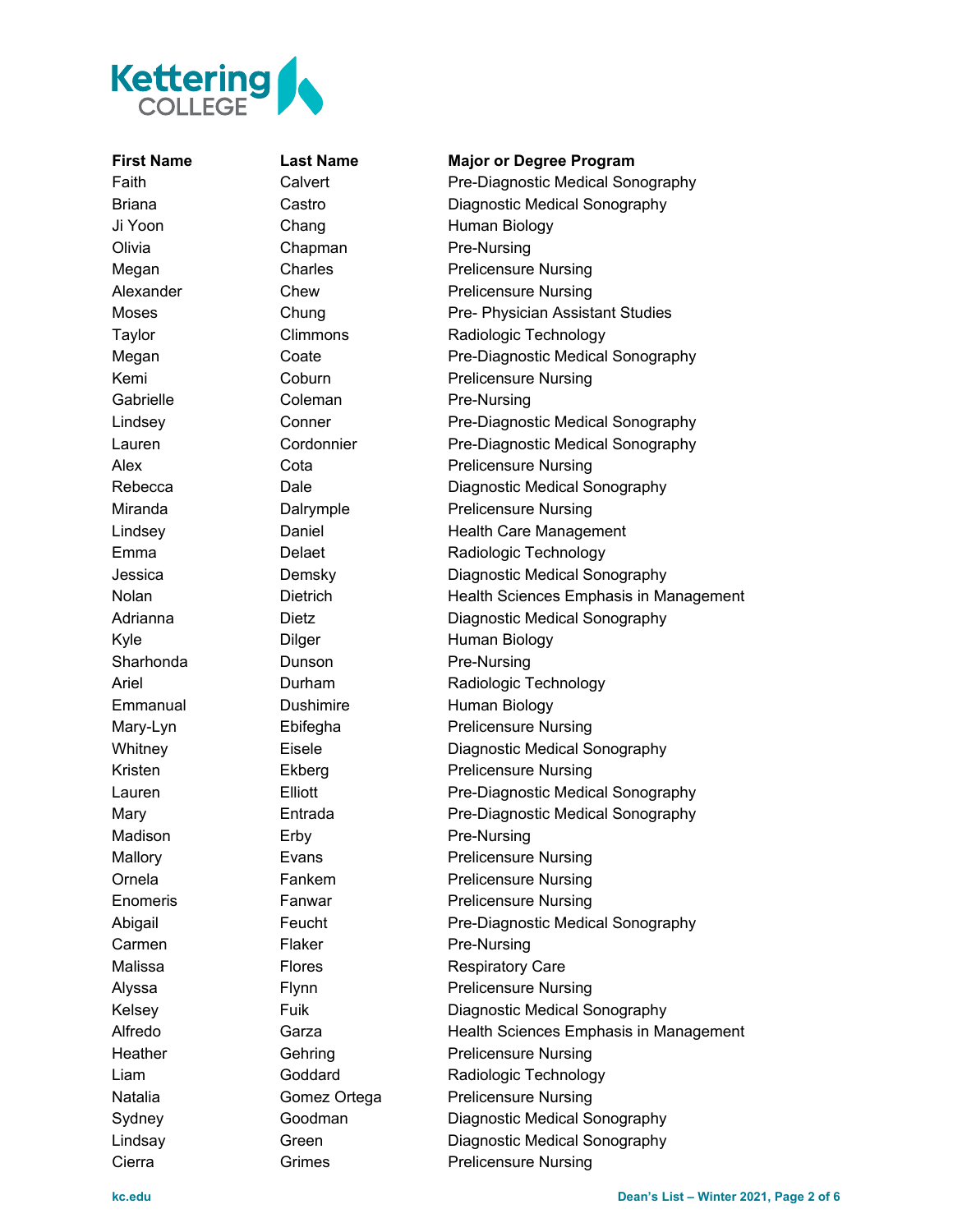| First Name | Last Name | Major or Degree Program |
| --- | --- | --- |
| Faith | Calvert | Pre-Diagnostic Medical Sonography |
| Briana | Castro | Diagnostic Medical Sonography |
| Ji Yoon | Chang | Human Biology |
| Olivia | Chapman | Pre-Nursing |
| Megan | Charles | Prelicensure Nursing |
| Alexander | Chew | Prelicensure Nursing |
| Moses | Chung | Pre- Physician Assistant Studies |
| Taylor | Climmons | Radiologic Technology |
| Megan | Coate | Pre-Diagnostic Medical Sonography |
| Kemi | Coburn | Prelicensure Nursing |
| Gabrielle | Coleman | Pre-Nursing |
| Lindsey | Conner | Pre-Diagnostic Medical Sonography |
| Lauren | Cordonnier | Pre-Diagnostic Medical Sonography |
| Alex | Cota | Prelicensure Nursing |
| Rebecca | Dale | Diagnostic Medical Sonography |
| Miranda | Dalrymple | Prelicensure Nursing |
| Lindsey | Daniel | Health Care Management |
| Emma | Delaet | Radiologic Technology |
| Jessica | Demsky | Diagnostic Medical Sonography |
| Nolan | Dietrich | Health Sciences Emphasis in Management |
| Adrianna | Dietz | Diagnostic Medical Sonography |
| Kyle | Dilger | Human Biology |
| Sharhonda | Dunson | Pre-Nursing |
| Ariel | Durham | Radiologic Technology |
| Emmanual | Dushimire | Human Biology |
| Mary-Lyn | Ebifegha | Prelicensure Nursing |
| Whitney | Eisele | Diagnostic Medical Sonography |
| Kristen | Ekberg | Prelicensure Nursing |
| Lauren | Elliott | Pre-Diagnostic Medical Sonography |
| Mary | Entrada | Pre-Diagnostic Medical Sonography |
| Madison | Erby | Pre-Nursing |
| Mallory | Evans | Prelicensure Nursing |
| Ornela | Fankem | Prelicensure Nursing |
| Enomeris | Fanwar | Prelicensure Nursing |
| Abigail | Feucht | Pre-Diagnostic Medical Sonography |
| Carmen | Flaker | Pre-Nursing |
| Malissa | Flores | Respiratory Care |
| Alyssa | Flynn | Prelicensure Nursing |
| Kelsey | Fuik | Diagnostic Medical Sonography |
| Alfredo | Garza | Health Sciences Emphasis in Management |
| Heather | Gehring | Prelicensure Nursing |
| Liam | Goddard | Radiologic Technology |
| Natalia | Gomez Ortega | Prelicensure Nursing |
| Sydney | Goodman | Diagnostic Medical Sonography |
| Lindsay | Green | Diagnostic Medical Sonography |
| Cierra | Grimes | Prelicensure Nursing |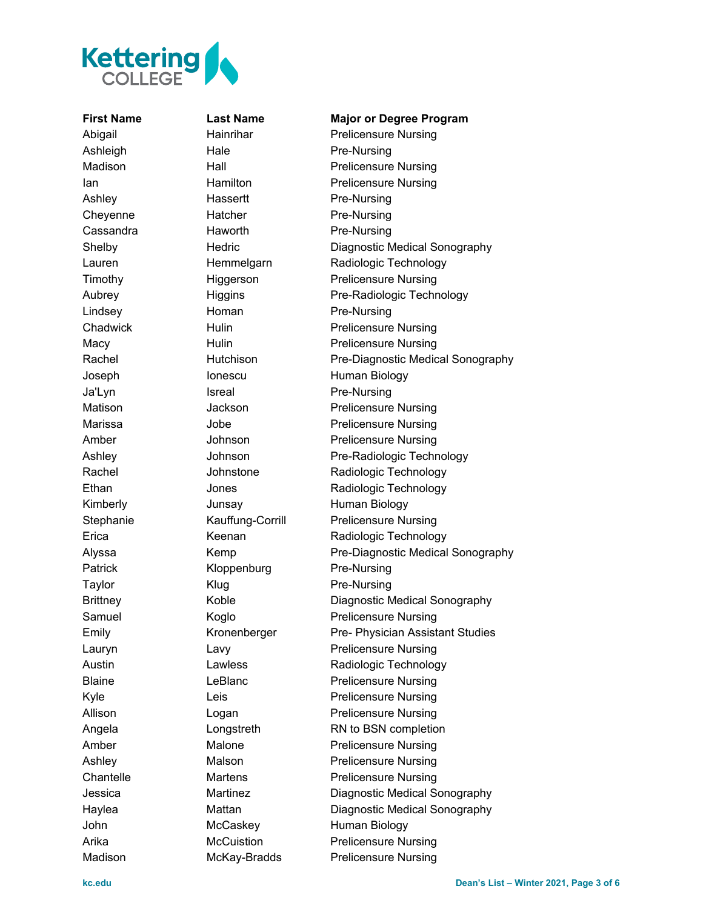| First Name | Last Name | Major or Degree Program |
| --- | --- | --- |
| Abigail | Hainrihar | Prelicensure Nursing |
| Ashleigh | Hale | Pre-Nursing |
| Madison | Hall | Prelicensure Nursing |
| Ian | Hamilton | Prelicensure Nursing |
| Ashley | Hassertt | Pre-Nursing |
| Cheyenne | Hatcher | Pre-Nursing |
| Cassandra | Haworth | Pre-Nursing |
| Shelby | Hedric | Diagnostic Medical Sonography |
| Lauren | Hemmelgarn | Radiologic Technology |
| Timothy | Higgerson | Prelicensure Nursing |
| Aubrey | Higgins | Pre-Radiologic Technology |
| Lindsey | Homan | Pre-Nursing |
| Chadwick | Hulin | Prelicensure Nursing |
| Macy | Hulin | Prelicensure Nursing |
| Rachel | Hutchison | Pre-Diagnostic Medical Sonography |
| Joseph | Ionescu | Human Biology |
| Ja'Lyn | Isreal | Pre-Nursing |
| Matison | Jackson | Prelicensure Nursing |
| Marissa | Jobe | Prelicensure Nursing |
| Amber | Johnson | Prelicensure Nursing |
| Ashley | Johnson | Pre-Radiologic Technology |
| Rachel | Johnstone | Radiologic Technology |
| Ethan | Jones | Radiologic Technology |
| Kimberly | Junsay | Human Biology |
| Stephanie | Kauffung-Corrill | Prelicensure Nursing |
| Erica | Keenan | Radiologic Technology |
| Alyssa | Kemp | Pre-Diagnostic Medical Sonography |
| Patrick | Kloppenburg | Pre-Nursing |
| Taylor | Klug | Pre-Nursing |
| Brittney | Koble | Diagnostic Medical Sonography |
| Samuel | Koglo | Prelicensure Nursing |
| Emily | Kronenberger | Pre- Physician Assistant Studies |
| Lauryn | Lavy | Prelicensure Nursing |
| Austin | Lawless | Radiologic Technology |
| Blaine | LeBlanc | Prelicensure Nursing |
| Kyle | Leis | Prelicensure Nursing |
| Allison | Logan | Prelicensure Nursing |
| Angela | Longstreth | RN to BSN completion |
| Amber | Malone | Prelicensure Nursing |
| Ashley | Malson | Prelicensure Nursing |
| Chantelle | Martens | Prelicensure Nursing |
| Jessica | Martinez | Diagnostic Medical Sonography |
| Haylea | Mattan | Diagnostic Medical Sonography |
| John | McCaskey | Human Biology |
| Arika | McCuistion | Prelicensure Nursing |
| Madison | McKay-Bradds | Prelicensure Nursing |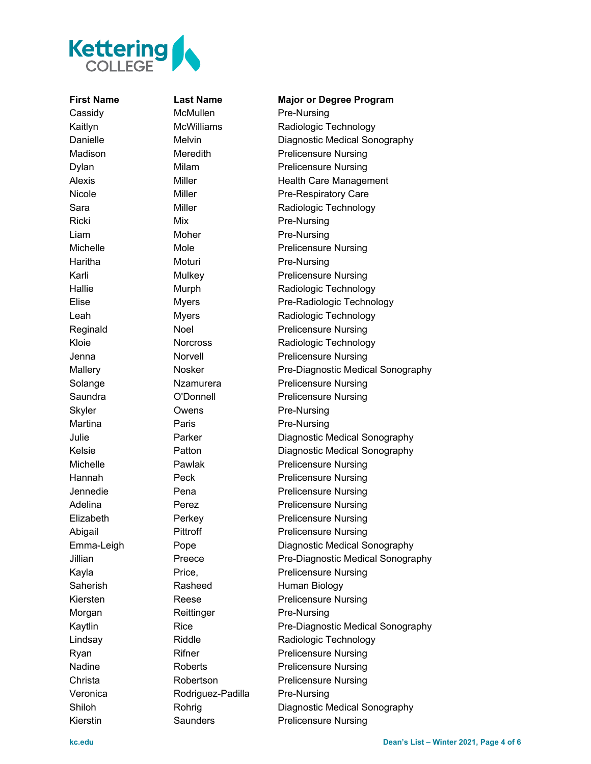| First Name | Last Name | Major or Degree Program |
| --- | --- | --- |
| Cassidy | McMullen | Pre-Nursing |
| Kaitlyn | McWilliams | Radiologic Technology |
| Danielle | Melvin | Diagnostic Medical Sonography |
| Madison | Meredith | Prelicensure Nursing |
| Dylan | Milam | Prelicensure Nursing |
| Alexis | Miller | Health Care Management |
| Nicole | Miller | Pre-Respiratory Care |
| Sara | Miller | Radiologic Technology |
| Ricki | Mix | Pre-Nursing |
| Liam | Moher | Pre-Nursing |
| Michelle | Mole | Prelicensure Nursing |
| Haritha | Moturi | Pre-Nursing |
| Karli | Mulkey | Prelicensure Nursing |
| Hallie | Murph | Radiologic Technology |
| Elise | Myers | Pre-Radiologic Technology |
| Leah | Myers | Radiologic Technology |
| Reginald | Noel | Prelicensure Nursing |
| Kloie | Norcross | Radiologic Technology |
| Jenna | Norvell | Prelicensure Nursing |
| Mallery | Nosker | Pre-Diagnostic Medical Sonography |
| Solange | Nzamurera | Prelicensure Nursing |
| Saundra | O'Donnell | Prelicensure Nursing |
| Skyler | Owens | Pre-Nursing |
| Martina | Paris | Pre-Nursing |
| Julie | Parker | Diagnostic Medical Sonography |
| Kelsie | Patton | Diagnostic Medical Sonography |
| Michelle | Pawlak | Prelicensure Nursing |
| Hannah | Peck | Prelicensure Nursing |
| Jennedie | Pena | Prelicensure Nursing |
| Adelina | Perez | Prelicensure Nursing |
| Elizabeth | Perkey | Prelicensure Nursing |
| Abigail | Pittroff | Prelicensure Nursing |
| Emma-Leigh | Pope | Diagnostic Medical Sonography |
| Jillian | Preece | Pre-Diagnostic Medical Sonography |
| Kayla | Price, | Prelicensure Nursing |
| Saherish | Rasheed | Human Biology |
| Kiersten | Reese | Prelicensure Nursing |
| Morgan | Reittinger | Pre-Nursing |
| Kaytlin | Rice | Pre-Diagnostic Medical Sonography |
| Lindsay | Riddle | Radiologic Technology |
| Ryan | Rifner | Prelicensure Nursing |
| Nadine | Roberts | Prelicensure Nursing |
| Christa | Robertson | Prelicensure Nursing |
| Veronica | Rodriguez-Padilla | Pre-Nursing |
| Shiloh | Rohrig | Diagnostic Medical Sonography |
| Kierstin | Saunders | Prelicensure Nursing |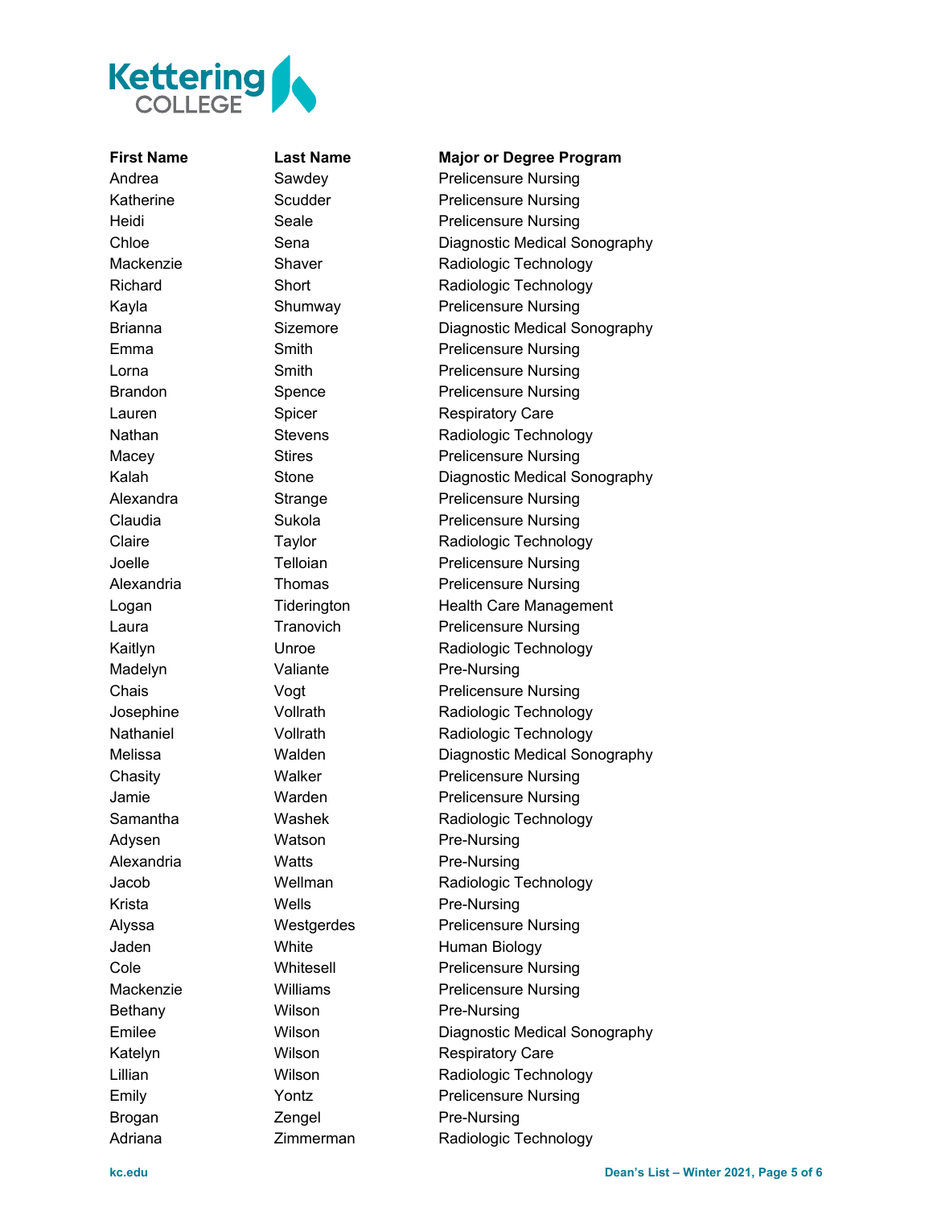| First Name | Last Name | Major or Degree Program |
|---|---|---|
| Andrea | Sawdey | Prelicensure Nursing |
| Katherine | Scudder | Prelicensure Nursing |
| Heidi | Seale | Prelicensure Nursing |
| Chloe | Sena | Diagnostic Medical Sonography |
| Mackenzie | Shaver | Radiologic Technology |
| Richard | Short | Radiologic Technology |
| Kayla | Shumway | Prelicensure Nursing |
| Brianna | Sizemore | Diagnostic Medical Sonography |
| Emma | Smith | Prelicensure Nursing |
| Lorna | Smith | Prelicensure Nursing |
| Brandon | Spence | Prelicensure Nursing |
| Lauren | Spicer | Respiratory Care |
| Nathan | Stevens | Radiologic Technology |
| Macey | Stires | Prelicensure Nursing |
| Kalah | Stone | Diagnostic Medical Sonography |
| Alexandra | Strange | Prelicensure Nursing |
| Claudia | Sukola | Prelicensure Nursing |
| Claire | Taylor | Radiologic Technology |
| Joelle | Telloian | Prelicensure Nursing |
| Alexandria | Thomas | Prelicensure Nursing |
| Logan | Tiderington | Health Care Management |
| Laura | Tranovich | Prelicensure Nursing |
| Kaitlyn | Unroe | Radiologic Technology |
| Madelyn | Valiante | Pre-Nursing |
| Chais | Vogt | Prelicensure Nursing |
| Josephine | Vollrath | Radiologic Technology |
| Nathaniel | Vollrath | Radiologic Technology |
| Melissa | Walden | Diagnostic Medical Sonography |
| Chasity | Walker | Prelicensure Nursing |
| Jamie | Warden | Prelicensure Nursing |
| Samantha | Washek | Radiologic Technology |
| Adysen | Watson | Pre-Nursing |
| Alexandria | Watts | Pre-Nursing |
| Jacob | Wellman | Radiologic Technology |
| Krista | Wells | Pre-Nursing |
| Alyssa | Westgerdes | Prelicensure Nursing |
| Jaden | White | Human Biology |
| Cole | Whitesell | Prelicensure Nursing |
| Mackenzie | Williams | Prelicensure Nursing |
| Bethany | Wilson | Pre-Nursing |
| Emilee | Wilson | Diagnostic Medical Sonography |
| Katelyn | Wilson | Respiratory Care |
| Lillian | Wilson | Radiologic Technology |
| Emily | Yontz | Prelicensure Nursing |
| Brogan | Zengel | Pre-Nursing |
| Adriana | Zimmerman | Radiologic Technology |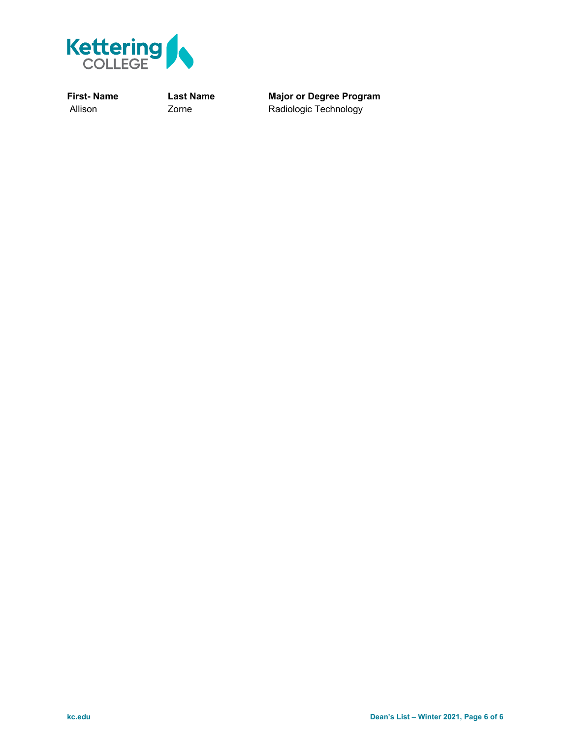| First- Name | Last Name | Major or Degree Program |
|---|---|---|
| Allison | Zorne | Radiologic Technology |